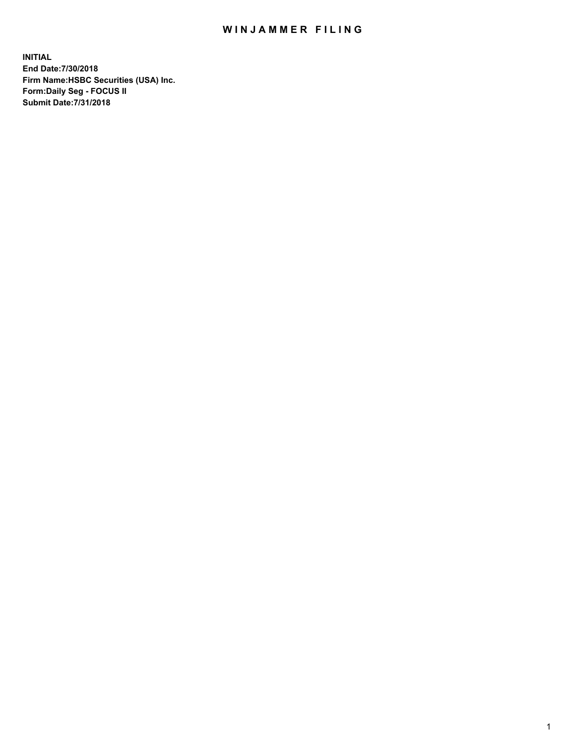# WINJAMMER FILING

**INITIAL**
**End Date:7/30/2018**
**Firm Name:HSBC Securities (USA) Inc.**
**Form:Daily Seg - FOCUS II**
**Submit Date:7/31/2018**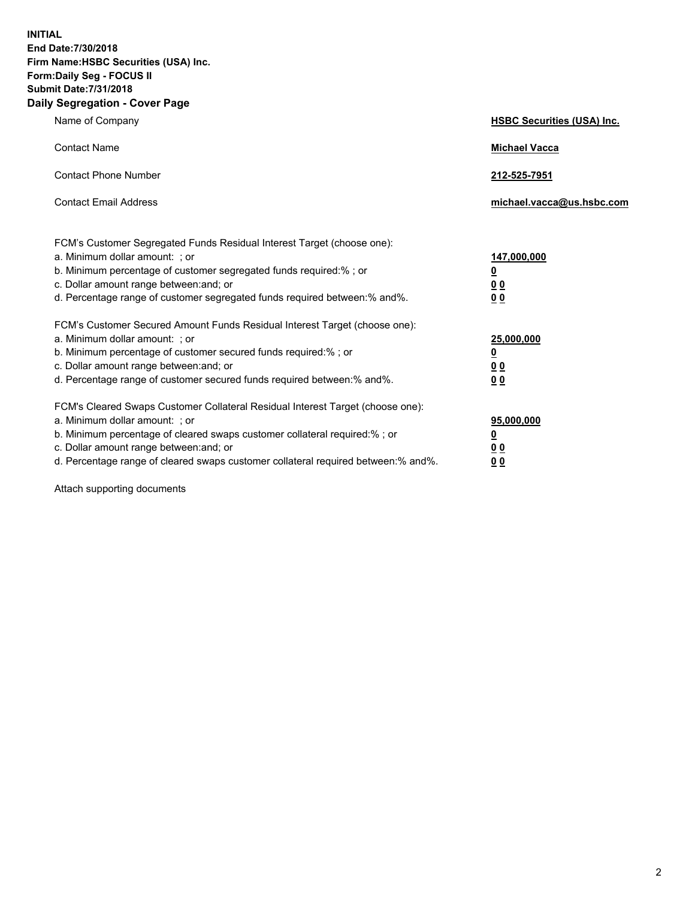**INITIAL**
**End Date:7/30/2018**
**Firm Name:HSBC Securities (USA) Inc.**
**Form:Daily Seg - FOCUS II**
**Submit Date:7/31/2018**

## Daily Segregation - Cover Page

| | |
|---|---|
| Name of Company | **HSBC Securities (USA) Inc.** |
| Contact Name | **Michael Vacca** |
| Contact Phone Number | **212-525-7951** |
| Contact Email Address | **michael.vacca@us.hsbc.com** |

| | |
|---|---|
| FCM's Customer Segregated Funds Residual Interest Target (choose one): | |
| a. Minimum dollar amount: ; or | **147,000,000** |
| b. Minimum percentage of customer segregated funds required:% ; or | **0** |
| c. Dollar amount range between:and; or | **0 0** |
| d. Percentage range of customer segregated funds required between:% and%. | **0 0** |
| FCM's Customer Secured Amount Funds Residual Interest Target (choose one): | |
| a. Minimum dollar amount: ; or | **25,000,000** |
| b. Minimum percentage of customer secured funds required:% ; or | **0** |
| c. Dollar amount range between:and; or | **0 0** |
| d. Percentage range of customer secured funds required between:% and%. | **0 0** |
| FCM's Cleared Swaps Customer Collateral Residual Interest Target (choose one): | |
| a. Minimum dollar amount: ; or | **95,000,000** |
| b. Minimum percentage of cleared swaps customer collateral required:% ; or | **0** |
| c. Dollar amount range between:and; or | **0 0** |
| d. Percentage range of cleared swaps customer collateral required between:% and%. | **0 0** |

Attach supporting documents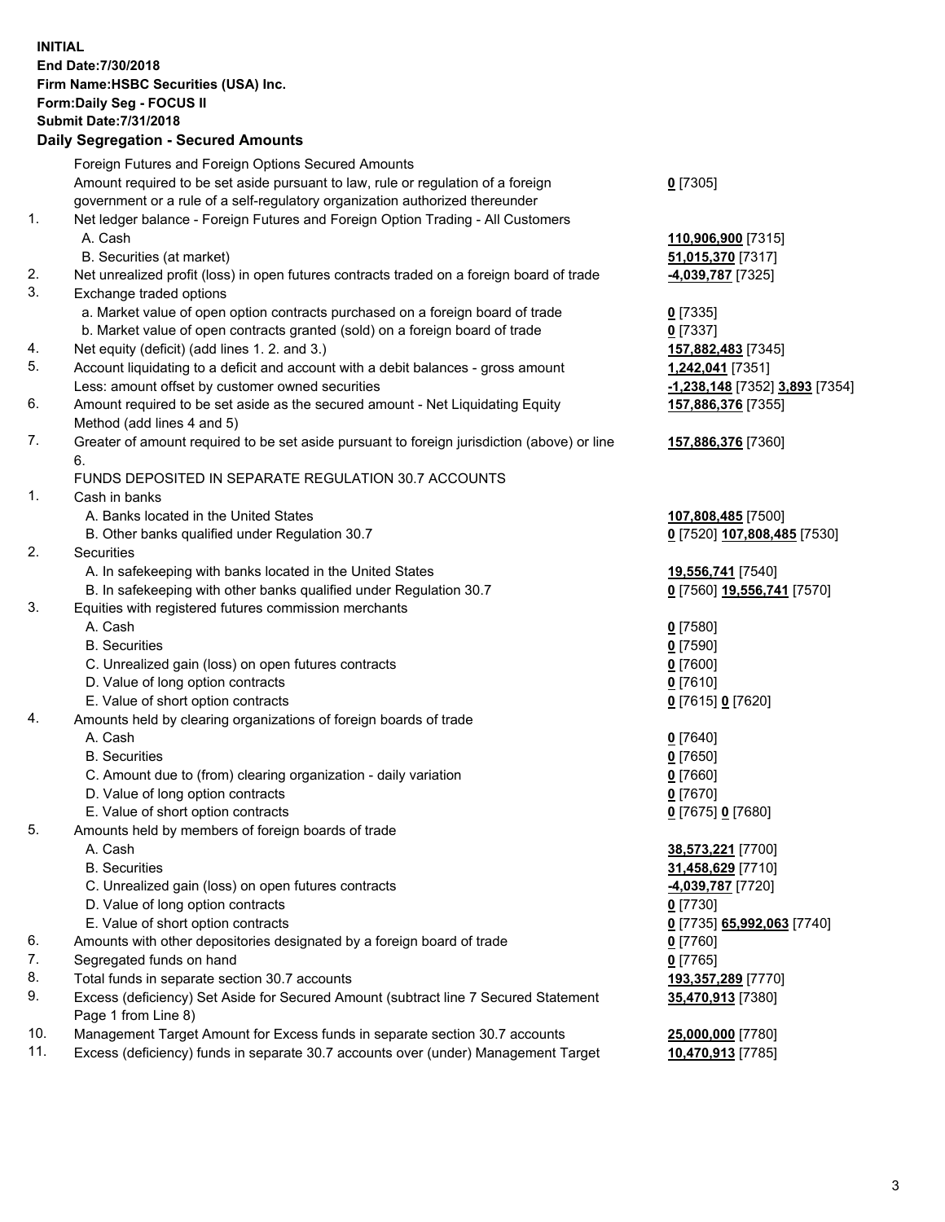**INITIAL**
**End Date:7/30/2018**
**Firm Name:HSBC Securities (USA) Inc.**
**Form:Daily Seg - FOCUS II**
**Submit Date:7/31/2018**

## Daily Segregation - Secured Amounts

| | | |
|---|---|---|
| | Foreign Futures and Foreign Options Secured Amounts | |
| | Amount required to be set aside pursuant to law, rule or regulation of a foreign government or a rule of a self-regulatory organization authorized thereunder | **0** [7305] |
| 1. | Net ledger balance - Foreign Futures and Foreign Option Trading - All Customers | |
| | A. Cash | **110,906,900** [7315] |
| | B. Securities (at market) | **51,015,370** [7317] |
| 2. | Net unrealized profit (loss) in open futures contracts traded on a foreign board of trade | **-4,039,787** [7325] |
| 3. | Exchange traded options | |
| | a. Market value of open option contracts purchased on a foreign board of trade | **0** [7335] |
| | b. Market value of open contracts granted (sold) on a foreign board of trade | **0** [7337] |
| 4. | Net equity (deficit) (add lines 1. 2. and 3.) | **157,882,483** [7345] |
| 5. | Account liquidating to a deficit and account with a debit balances - gross amount | **1,242,041** [7351] |
| | Less: amount offset by customer owned securities | **-1,238,148** [7352] **3,893** [7354] |
| 6. | Amount required to be set aside as the secured amount - Net Liquidating Equity Method (add lines 4 and 5) | **157,886,376** [7355] |
| 7. | Greater of amount required to be set aside pursuant to foreign jurisdiction (above) or line 6. | **157,886,376** [7360] |
| | FUNDS DEPOSITED IN SEPARATE REGULATION 30.7 ACCOUNTS | |
| 1. | Cash in banks | |
| | A. Banks located in the United States | **107,808,485** [7500] |
| | B. Other banks qualified under Regulation 30.7 | **0** [7520] **107,808,485** [7530] |
| 2. | Securities | |
| | A. In safekeeping with banks located in the United States | **19,556,741** [7540] |
| | B. In safekeeping with other banks qualified under Regulation 30.7 | **0** [7560] **19,556,741** [7570] |
| 3. | Equities with registered futures commission merchants | |
| | A. Cash | **0** [7580] |
| | B. Securities | **0** [7590] |
| | C. Unrealized gain (loss) on open futures contracts | **0** [7600] |
| | D. Value of long option contracts | **0** [7610] |
| | E. Value of short option contracts | **0** [7615] **0** [7620] |
| 4. | Amounts held by clearing organizations of foreign boards of trade | |
| | A. Cash | **0** [7640] |
| | B. Securities | **0** [7650] |
| | C. Amount due to (from) clearing organization - daily variation | **0** [7660] |
| | D. Value of long option contracts | **0** [7670] |
| | E. Value of short option contracts | **0** [7675] **0** [7680] |
| 5. | Amounts held by members of foreign boards of trade | |
| | A. Cash | **38,573,221** [7700] |
| | B. Securities | **31,458,629** [7710] |
| | C. Unrealized gain (loss) on open futures contracts | **-4,039,787** [7720] |
| | D. Value of long option contracts | **0** [7730] |
| | E. Value of short option contracts | **0** [7735] **65,992,063** [7740] |
| 6. | Amounts with other depositories designated by a foreign board of trade | **0** [7760] |
| 7. | Segregated funds on hand | **0** [7765] |
| 8. | Total funds in separate section 30.7 accounts | **193,357,289** [7770] |
| 9. | Excess (deficiency) Set Aside for Secured Amount (subtract line 7 Secured Statement Page 1 from Line 8) | **35,470,913** [7380] |
| 10. | Management Target Amount for Excess funds in separate section 30.7 accounts | **25,000,000** [7780] |
| 11. | Excess (deficiency) funds in separate 30.7 accounts over (under) Management Target | **10,470,913** [7785] |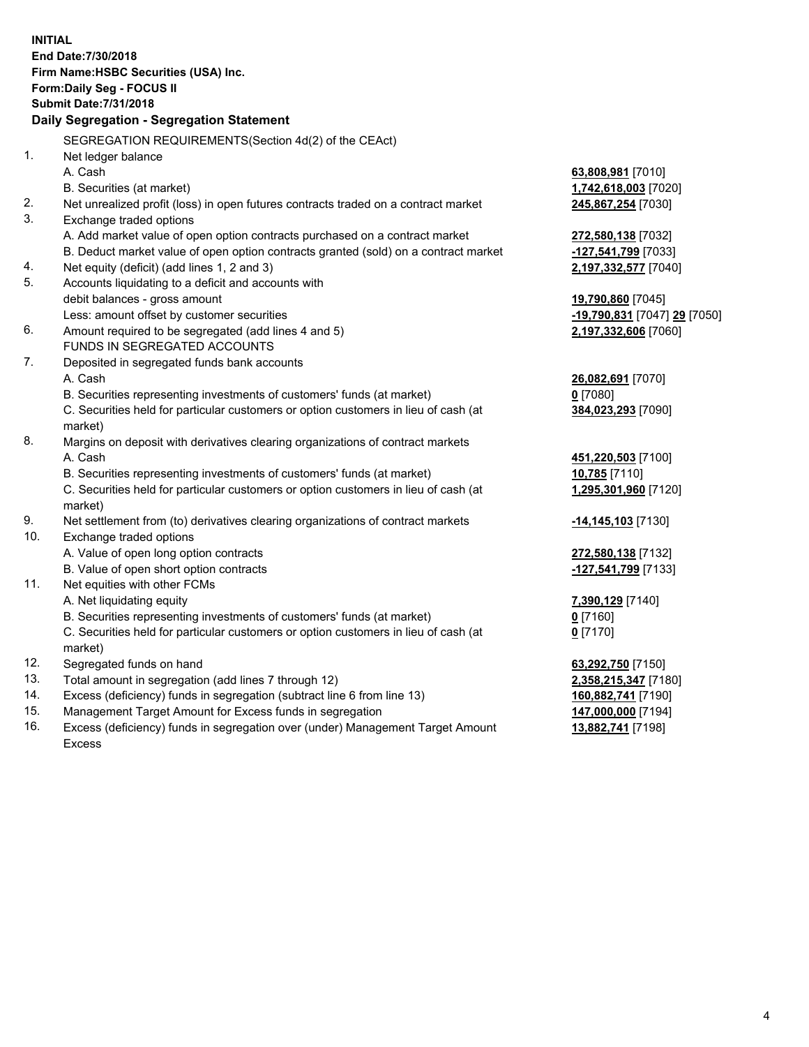**INITIAL**
**End Date:7/30/2018**
**Firm Name:HSBC Securities (USA) Inc.**
**Form:Daily Seg - FOCUS II**
**Submit Date:7/31/2018**

**Daily Segregation - Segregation Statement**

| | SEGREGATION REQUIREMENTS(Section 4d(2) of the CEAct) | |
|---|---|---|
| 1. | Net ledger balance | |
| | A. Cash | **63,808,981** [7010] |
| | B. Securities (at market) | **1,742,618,003** [7020] |
| 2. | Net unrealized profit (loss) in open futures contracts traded on a contract market | **245,867,254** [7030] |
| 3. | Exchange traded options | |
| | A. Add market value of open option contracts purchased on a contract market | **272,580,138** [7032] |
| | B. Deduct market value of open option contracts granted (sold) on a contract market | **-127,541,799** [7033] |
| 4. | Net equity (deficit) (add lines 1, 2 and 3) | **2,197,332,577** [7040] |
| 5. | Accounts liquidating to a deficit and accounts with debit balances - gross amount | **19,790,860** [7045] |
| | Less: amount offset by customer securities | **-19,790,831** [7047] **29** [7050] |
| 6. | Amount required to be segregated (add lines 4 and 5) | **2,197,332,606** [7060] |
| | FUNDS IN SEGREGATED ACCOUNTS | |
| 7. | Deposited in segregated funds bank accounts | |
| | A. Cash | **26,082,691** [7070] |
| | B. Securities representing investments of customers' funds (at market) | **0** [7080] |
| | C. Securities held for particular customers or option customers in lieu of cash (at market) | **384,023,293** [7090] |
| 8. | Margins on deposit with derivatives clearing organizations of contract markets | |
| | A. Cash | **451,220,503** [7100] |
| | B. Securities representing investments of customers' funds (at market) | **10,785** [7110] |
| | C. Securities held for particular customers or option customers in lieu of cash (at market) | **1,295,301,960** [7120] |
| 9. | Net settlement from (to) derivatives clearing organizations of contract markets | **-14,145,103** [7130] |
| 10. | Exchange traded options | |
| | A. Value of open long option contracts | **272,580,138** [7132] |
| | B. Value of open short option contracts | **-127,541,799** [7133] |
| 11. | Net equities with other FCMs | |
| | A. Net liquidating equity | **7,390,129** [7140] |
| | B. Securities representing investments of customers' funds (at market) | **0** [7160] |
| | C. Securities held for particular customers or option customers in lieu of cash (at market) | **0** [7170] |
| 12. | Segregated funds on hand | **63,292,750** [7150] |
| 13. | Total amount in segregation (add lines 7 through 12) | **2,358,215,347** [7180] |
| 14. | Excess (deficiency) funds in segregation (subtract line 6 from line 13) | **160,882,741** [7190] |
| 15. | Management Target Amount for Excess funds in segregation | **147,000,000** [7194] |
| 16. | Excess (deficiency) funds in segregation over (under) Management Target Amount Excess | **13,882,741** [7198] |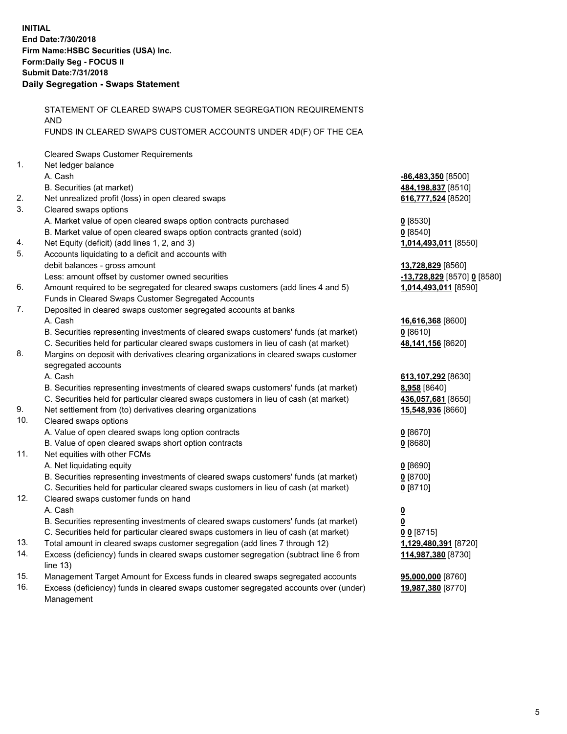**INITIAL**
**End Date:7/30/2018**
**Firm Name:HSBC Securities (USA) Inc.**
**Form:Daily Seg - FOCUS II**
**Submit Date:7/31/2018**
**Daily Segregation - Swaps Statement**

STATEMENT OF CLEARED SWAPS CUSTOMER SEGREGATION REQUIREMENTS AND FUNDS IN CLEARED SWAPS CUSTOMER ACCOUNTS UNDER 4D(F) OF THE CEA

| | | |
|---|---|---|
| | Cleared Swaps Customer Requirements | |
| 1. | Net ledger balance | |
| | A. Cash | **-86,483,350** [8500] |
| | B. Securities (at market) | **484,198,837** [8510] |
| 2. | Net unrealized profit (loss) in open cleared swaps | **616,777,524** [8520] |
| 3. | Cleared swaps options | |
| | A. Market value of open cleared swaps option contracts purchased | **0** [8530] |
| | B. Market value of open cleared swaps option contracts granted (sold) | **0** [8540] |
| 4. | Net Equity (deficit) (add lines 1, 2, and 3) | **1,014,493,011** [8550] |
| 5. | Accounts liquidating to a deficit and accounts with | |
| | debit balances - gross amount | **13,728,829** [8560] |
| | Less: amount offset by customer owned securities | **-13,728,829** [8570] **0** [8580] |
| 6. | Amount required to be segregated for cleared swaps customers (add lines 4 and 5) | **1,014,493,011** [8590] |
| | Funds in Cleared Swaps Customer Segregated Accounts | |
| 7. | Deposited in cleared swaps customer segregated accounts at banks | |
| | A. Cash | **16,616,368** [8600] |
| | B. Securities representing investments of cleared swaps customers' funds (at market) | **0** [8610] |
| | C. Securities held for particular cleared swaps customers in lieu of cash (at market) | **48,141,156** [8620] |
| 8. | Margins on deposit with derivatives clearing organizations in cleared swaps customer segregated accounts | |
| | A. Cash | **613,107,292** [8630] |
| | B. Securities representing investments of cleared swaps customers' funds (at market) | **8,958** [8640] |
| | C. Securities held for particular cleared swaps customers in lieu of cash (at market) | **436,057,681** [8650] |
| 9. | Net settlement from (to) derivatives clearing organizations | **15,548,936** [8660] |
| 10. | Cleared swaps options | |
| | A. Value of open cleared swaps long option contracts | **0** [8670] |
| | B. Value of open cleared swaps short option contracts | **0** [8680] |
| 11. | Net equities with other FCMs | |
| | A. Net liquidating equity | **0** [8690] |
| | B. Securities representing investments of cleared swaps customers' funds (at market) | **0** [8700] |
| | C. Securities held for particular cleared swaps customers in lieu of cash (at market) | **0** [8710] |
| 12. | Cleared swaps customer funds on hand | |
| | A. Cash | **0** |
| | B. Securities representing investments of cleared swaps customers' funds (at market) | **0** |
| | C. Securities held for particular cleared swaps customers in lieu of cash (at market) | **0** **0** [8715] |
| 13. | Total amount in cleared swaps customer segregation (add lines 7 through 12) | **1,129,480,391** [8720] |
| 14. | Excess (deficiency) funds in cleared swaps customer segregation (subtract line 6 from line 13) | **114,987,380** [8730] |
| 15. | Management Target Amount for Excess funds in cleared swaps segregated accounts | **95,000,000** [8760] |
| 16. | Excess (deficiency) funds in cleared swaps customer segregated accounts over (under) Management | **19,987,380** [8770] |